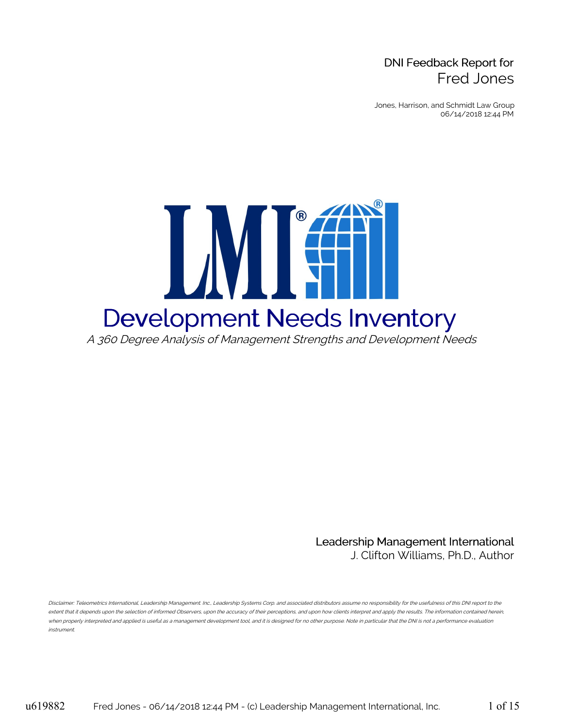DNI Feedback Report for
# Fred Jones

Jones, Harrison, and Schmidt Law Group
06/14/2018 12:44 PM

# Development Needs Inventory

*A 360 Degree Analysis of Management Strengths and Development Needs*

**Leadership Management International**
J. Clifton Williams, Ph.D., Author

*Disclaimer: Teleometrics International, Leadership Management. Inc., Leadership Systems Corp. and associated distributors assume no responsibility for the usefulness of this DNI report to the extent that it depends upon the selection of informed Observers, upon the accuracy of their perceptions, and upon how clients interpret and apply the results. The information contained herein, when properly interpreted and applied is useful as a management development tool, and it is designed for no other purpose. Note in particular that the DNI is not a performance evaluation instrument.*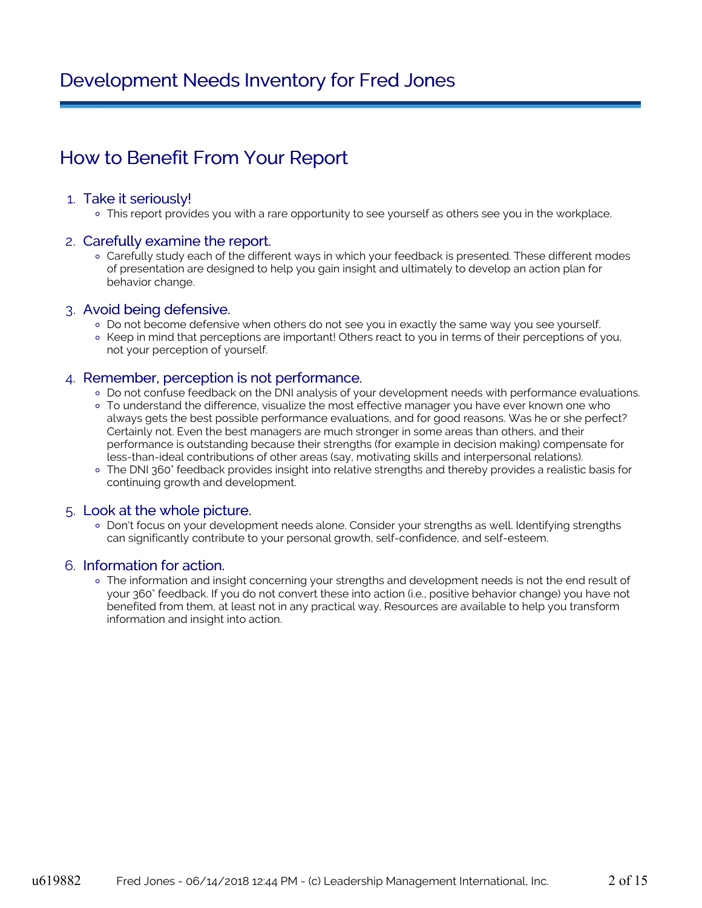# Development Needs Inventory for Fred Jones

## How to Benefit From Your Report

1. ### Take it seriously!
   - This report provides you with a rare opportunity to see yourself as others see you in the workplace.

2. ### Carefully examine the report.
   - Carefully study each of the different ways in which your feedback is presented. These different modes of presentation are designed to help you gain insight and ultimately to develop an action plan for behavior change.

3. ### Avoid being defensive.
   - Do not become defensive when others do not see you in exactly the same way you see yourself.
   - Keep in mind that perceptions are important! Others react to you in terms of their perceptions of you, not your perception of yourself.

4. ### Remember, perception is not performance.
   - Do not confuse feedback on the DNI analysis of your development needs with performance evaluations.
   - To understand the difference, visualize the most effective manager you have ever known one who always gets the best possible performance evaluations, and for good reasons. Was he or she perfect? Certainly not. Even the best managers are much stronger in some areas than others, and their performance is outstanding because their strengths (for example in decision making) compensate for less-than-ideal contributions of other areas (say, motivating skills and interpersonal relations).
   - The DNI 360˚ feedback provides insight into relative strengths and thereby provides a realistic basis for continuing growth and development.

5. ### Look at the whole picture.
   - Don't focus on your development needs alone. Consider your strengths as well. Identifying strengths can significantly contribute to your personal growth, self-confidence, and self-esteem.

6. ### Information for action.
   - The information and insight concerning your strengths and development needs is not the end result of your 360˚ feedback. If you do not convert these into action (i.e., positive behavior change) you have not benefited from them, at least not in any practical way. Resources are available to help you transform information and insight into action.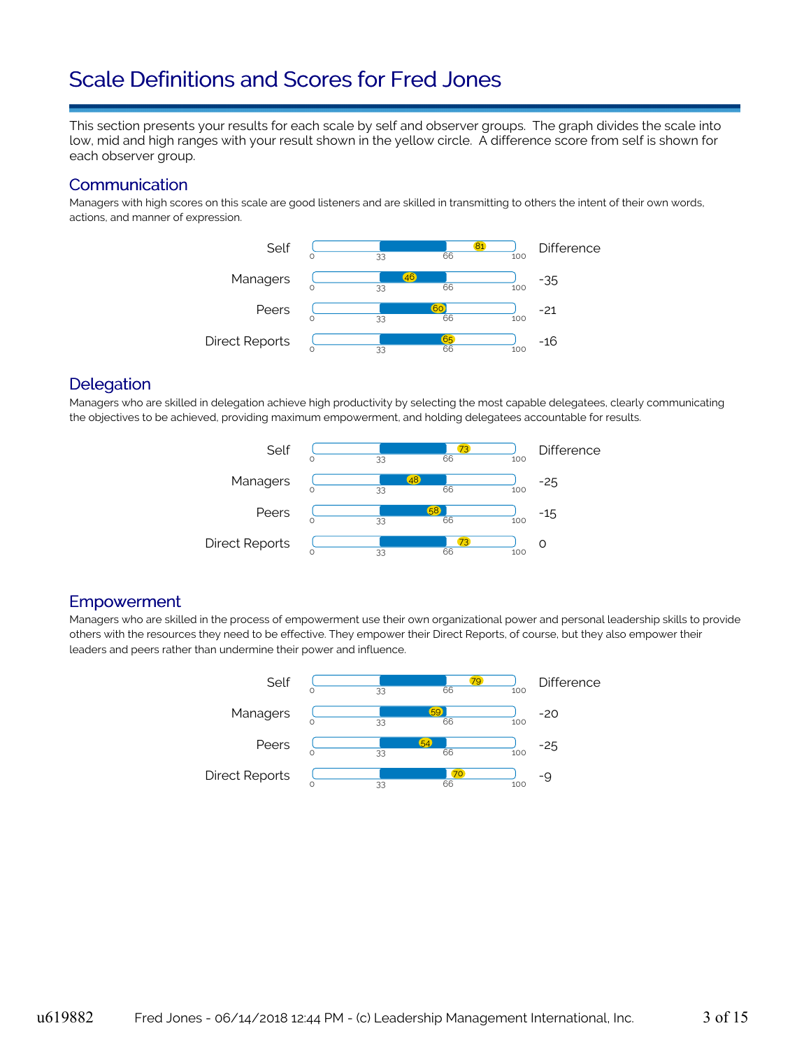# Scale Definitions and Scores for Fred Jones

This section presents your results for each scale by self and observer groups. The graph divides the scale into low, mid and high ranges with your result shown in the yellow circle. A difference score from self is shown for each observer group.

## Communication

Managers with high scores on this scale are good listeners and are skilled in transmitting to others the intent of their own words, actions, and manner of expression.

| Group | Score | Difference |
|---|---|---|
| Self | 81 | |
| Managers | 46 | -35 |
| Peers | 60 | -21 |
| Direct Reports | 65 | -16 |

## Delegation

Managers who are skilled in delegation achieve high productivity by selecting the most capable delegatees, clearly communicating the objectives to be achieved, providing maximum empowerment, and holding delegatees accountable for results.

| Group | Score | Difference |
|---|---|---|
| Self | 73 | |
| Managers | 48 | -25 |
| Peers | 58 | -15 |
| Direct Reports | 73 | 0 |

## Empowerment

Managers who are skilled in the process of empowerment use their own organizational power and personal leadership skills to provide others with the resources they need to be effective. They empower their Direct Reports, of course, but they also empower their leaders and peers rather than undermine their power and influence.

| Group | Score | Difference |
|---|---|---|
| Self | 79 | |
| Managers | 59 | -20 |
| Peers | 54 | -25 |
| Direct Reports | 70 | -9 |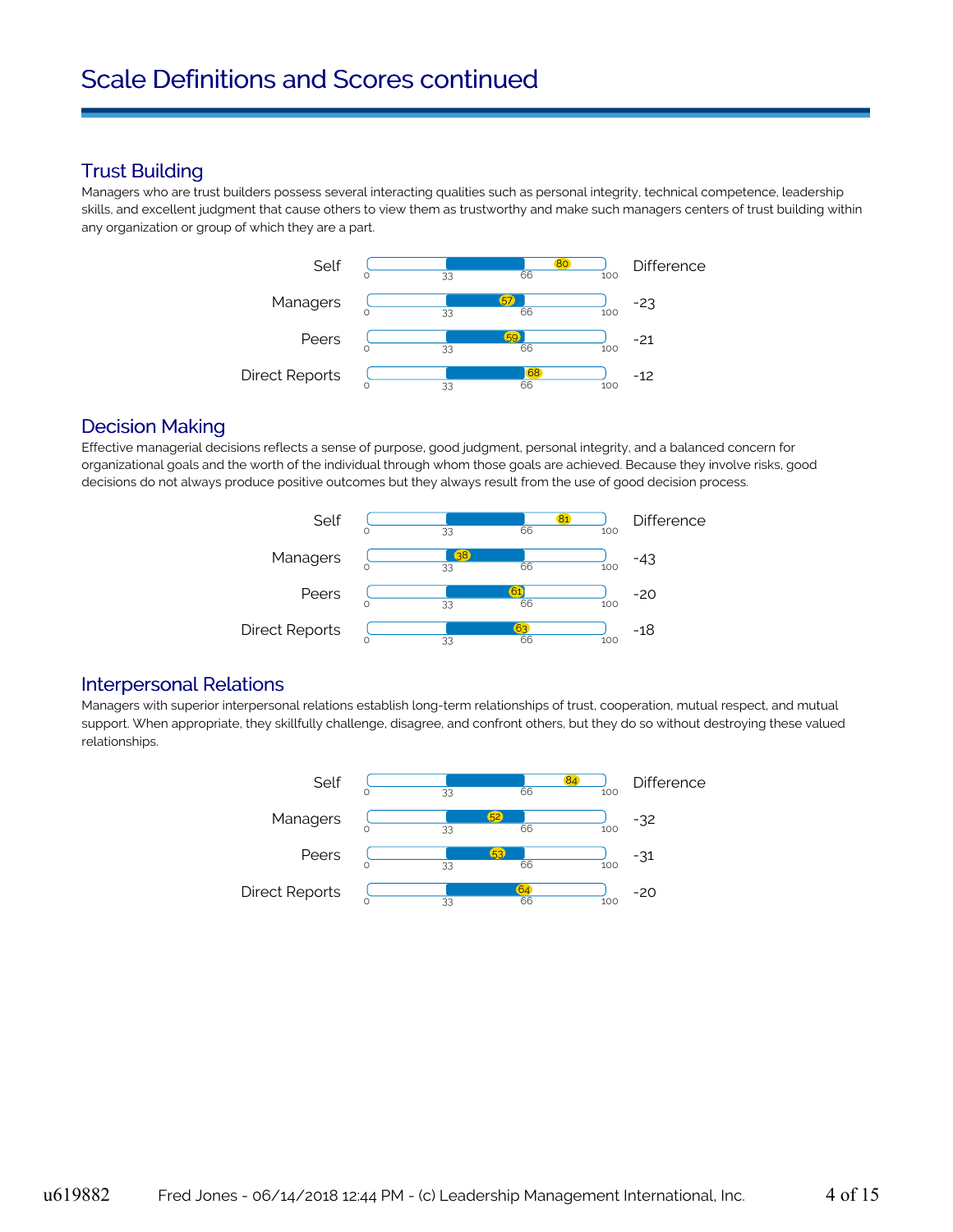# Scale Definitions and Scores continued

## Trust Building

Managers who are trust builders possess several interacting qualities such as personal integrity, technical competence, leadership skills, and excellent judgment that cause others to view them as trustworthy and make such managers centers of trust building within any organization or group of which they are a part.

| | Score | Difference |
|---|---|---|
| Self | 80 | |
| Managers | 57 | -23 |
| Peers | 59 | -21 |
| Direct Reports | 68 | -12 |

## Decision Making

Effective managerial decisions reflects a sense of purpose, good judgment, personal integrity, and a balanced concern for organizational goals and the worth of the individual through whom those goals are achieved. Because they involve risks, good decisions do not always produce positive outcomes but they always result from the use of good decision process.

| | Score | Difference |
|---|---|---|
| Self | 81 | |
| Managers | 38 | -43 |
| Peers | 61 | -20 |
| Direct Reports | 63 | -18 |

## Interpersonal Relations

Managers with superior interpersonal relations establish long-term relationships of trust, cooperation, mutual respect, and mutual support. When appropriate, they skillfully challenge, disagree, and confront others, but they do so without destroying these valued relationships.

| | Score | Difference |
|---|---|---|
| Self | 84 | |
| Managers | 52 | -32 |
| Peers | 53 | -31 |
| Direct Reports | 64 | -20 |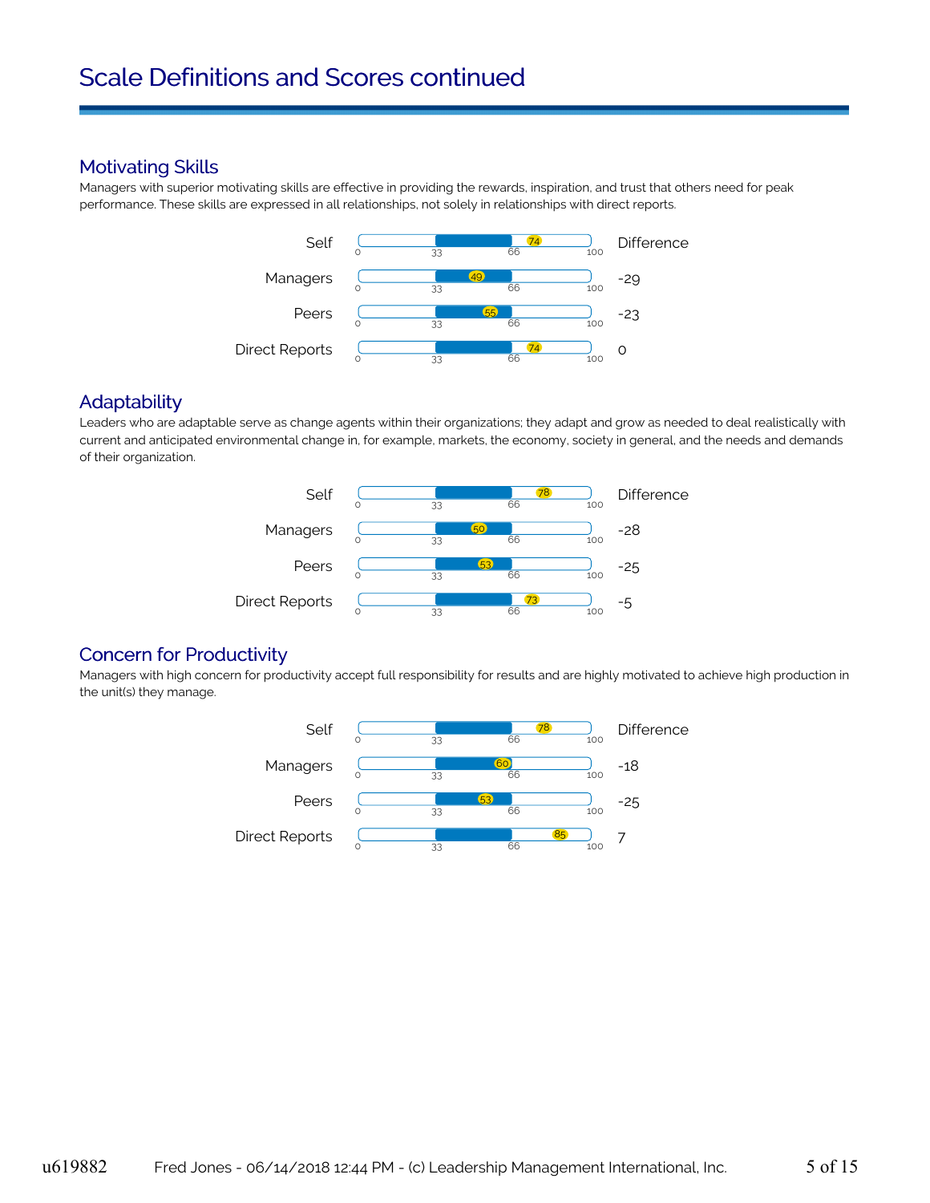# Scale Definitions and Scores continued

## Motivating Skills

Managers with superior motivating skills are effective in providing the rewards, inspiration, and trust that others need for peak performance. These skills are expressed in all relationships, not solely in relationships with direct reports.

| | Score (0–100) | Difference |
|---|---|---|
| Self | 74 | |
| Managers | 49 | -29 |
| Peers | 55 | -23 |
| Direct Reports | 74 | 0 |

## Adaptability

Leaders who are adaptable serve as change agents within their organizations; they adapt and grow as needed to deal realistically with current and anticipated environmental change in, for example, markets, the economy, society in general, and the needs and demands of their organization.

| | Score (0–100) | Difference |
|---|---|---|
| Self | 78 | |
| Managers | 50 | -28 |
| Peers | 53 | -25 |
| Direct Reports | 73 | -5 |

## Concern for Productivity

Managers with high concern for productivity accept full responsibility for results and are highly motivated to achieve high production in the unit(s) they manage.

| | Score (0–100) | Difference |
|---|---|---|
| Self | 78 | |
| Managers | 60 | -18 |
| Peers | 53 | -25 |
| Direct Reports | 85 | 7 |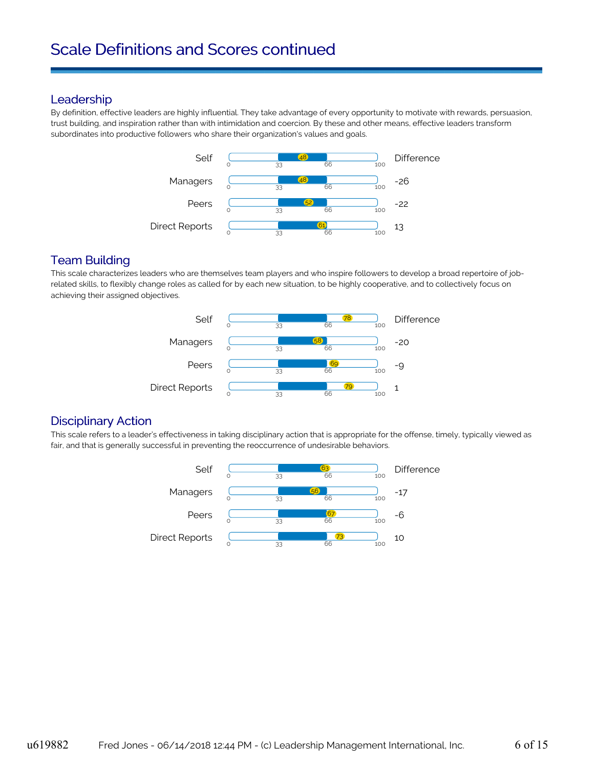# Scale Definitions and Scores continued

## Leadership

By definition, effective leaders are highly influential. They take advantage of every opportunity to motivate with rewards, persuasion, trust building, and inspiration rather than with intimidation and coercion. By these and other means, effective leaders transform subordinates into productive followers who share their organization's values and goals.

| | Score | Difference |
| --- | --- | --- |
| Self | 48 | |
| Managers | 48 | -26 |
| Peers | 52 | -22 |
| Direct Reports | 61 | 13 |

## Team Building

This scale characterizes leaders who are themselves team players and who inspire followers to develop a broad repertoire of job-related skills, to flexibly change roles as called for by each new situation, to be highly cooperative, and to collectively focus on achieving their assigned objectives.

| | Score | Difference |
| --- | --- | --- |
| Self | 78 | |
| Managers | 58 | -20 |
| Peers | 69 | -9 |
| Direct Reports | 79 | 1 |

## Disciplinary Action

This scale refers to a leader's effectiveness in taking disciplinary action that is appropriate for the offense, timely, typically viewed as fair, and that is generally successful in preventing the reoccurrence of undesirable behaviors.

| | Score | Difference |
| --- | --- | --- |
| Self | 63 | |
| Managers | 56 | -17 |
| Peers | 67 | -6 |
| Direct Reports | 73 | 10 |

u619882 Fred Jones - 06/14/2018 12:44 PM - (c) Leadership Management International, Inc.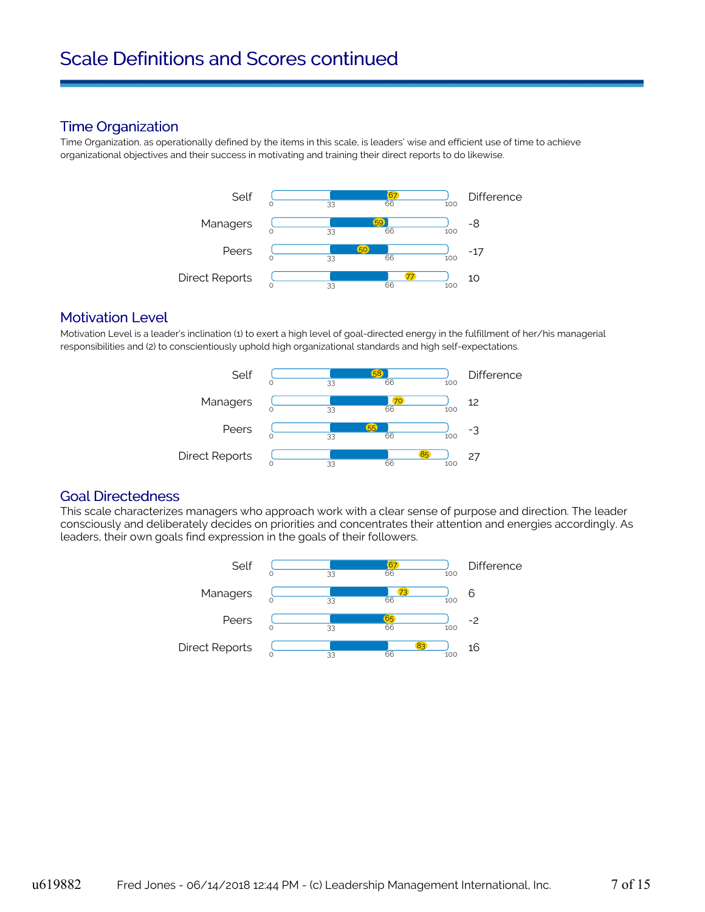# Scale Definitions and Scores continued

## Time Organization

Time Organization, as operationally defined by the items in this scale, is leaders' wise and efficient use of time to achieve organizational objectives and their success in motivating and training their direct reports to do likewise.

| | Score | Difference |
|---|---|---|
| Self | 67 | |
| Managers | 59 | -8 |
| Peers | 50 | -17 |
| Direct Reports | 77 | 10 |

## Motivation Level

Motivation Level is a leader's inclination (1) to exert a high level of goal-directed energy in the fulfillment of her/his managerial responsibilities and (2) to conscientiously uphold high organizational standards and high self-expectations.

| | Score | Difference |
|---|---|---|
| Self | 58 | |
| Managers | 70 | 12 |
| Peers | 55 | -3 |
| Direct Reports | 85 | 27 |

## Goal Directedness

This scale characterizes managers who approach work with a clear sense of purpose and direction. The leader consciously and deliberately decides on priorities and concentrates their attention and energies accordingly. As leaders, their own goals find expression in the goals of their followers.

| | Score | Difference |
|---|---|---|
| Self | 67 | |
| Managers | 73 | 6 |
| Peers | 65 | -2 |
| Direct Reports | 83 | 16 |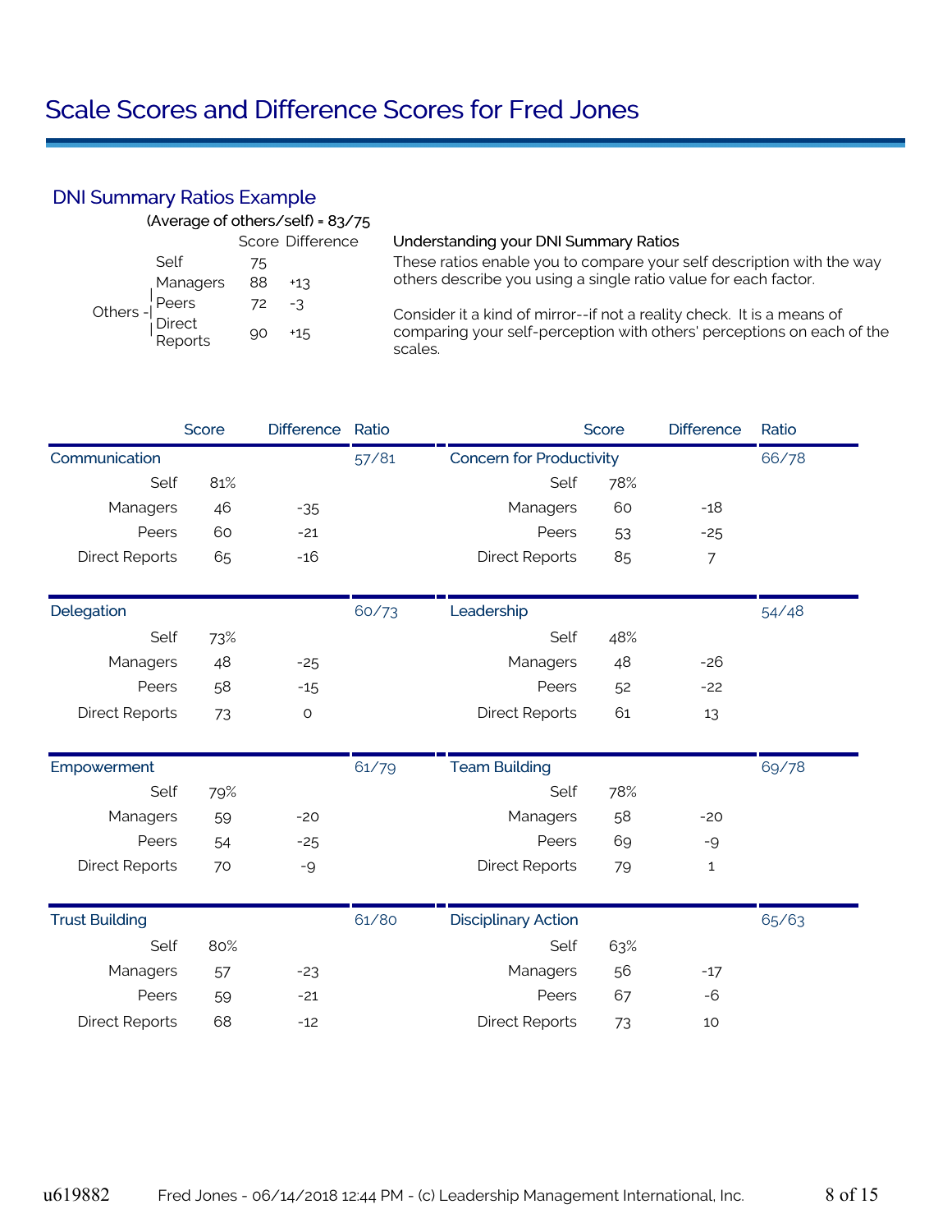# Scale Scores and Difference Scores for Fred Jones

## DNI Summary Ratios Example

(Average of others/self) = 83/75

| | | Score | Difference |
|---|---|---|---|
| | Self | 75 | |
| Others | Managers | 88 | +13 |
| | Peers | 72 | -3 |
| | Direct Reports | 90 | +15 |

**Understanding your DNI Summary Ratios**

These ratios enable you to compare your self description with the way others describe you using a single ratio value for each factor.

Consider it a kind of mirror--if not a reality check. It is a means of comparing your self-perception with others' perceptions on each of the scales.

| | Score | Difference | Ratio |
|---|---|---|---|
| **Communication** | | | 57/81 |
| Self | 81% | | |
| Managers | 46 | -35 | |
| Peers | 60 | -21 | |
| Direct Reports | 65 | -16 | |
| **Delegation** | | | 60/73 |
| Self | 73% | | |
| Managers | 48 | -25 | |
| Peers | 58 | -15 | |
| Direct Reports | 73 | 0 | |
| **Empowerment** | | | 61/79 |
| Self | 79% | | |
| Managers | 59 | -20 | |
| Peers | 54 | -25 | |
| Direct Reports | 70 | -9 | |
| **Trust Building** | | | 61/80 |
| Self | 80% | | |
| Managers | 57 | -23 | |
| Peers | 59 | -21 | |
| Direct Reports | 68 | -12 | |

| | Score | Difference | Ratio |
|---|---|---|---|
| **Concern for Productivity** | | | 66/78 |
| Self | 78% | | |
| Managers | 60 | -18 | |
| Peers | 53 | -25 | |
| Direct Reports | 85 | 7 | |
| **Leadership** | | | 54/48 |
| Self | 48% | | |
| Managers | 48 | -26 | |
| Peers | 52 | -22 | |
| Direct Reports | 61 | 13 | |
| **Team Building** | | | 69/78 |
| Self | 78% | | |
| Managers | 58 | -20 | |
| Peers | 69 | -9 | |
| Direct Reports | 79 | 1 | |
| **Disciplinary Action** | | | 65/63 |
| Self | 63% | | |
| Managers | 56 | -17 | |
| Peers | 67 | -6 | |
| Direct Reports | 73 | 10 | |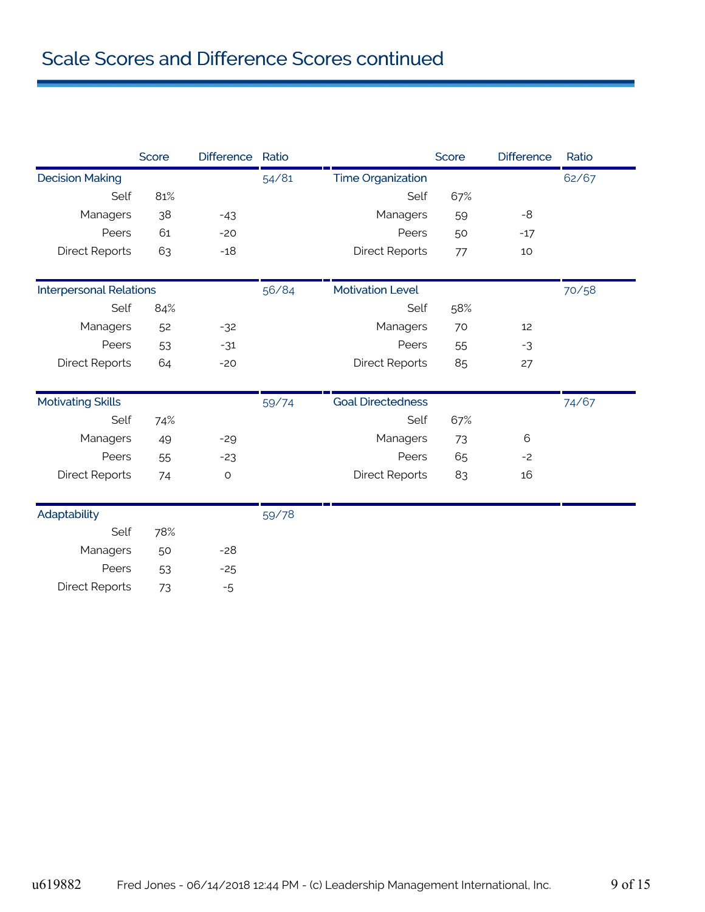# Scale Scores and Difference Scores continued

| | Score | Difference | Ratio |
|---|---|---|---|
| **Decision Making** | | | 54/81 |
| Self | 81% | | |
| Managers | 38 | -43 | |
| Peers | 61 | -20 | |
| Direct Reports | 63 | -18 | |
| **Interpersonal Relations** | | | 56/84 |
| Self | 84% | | |
| Managers | 52 | -32 | |
| Peers | 53 | -31 | |
| Direct Reports | 64 | -20 | |
| **Motivating Skills** | | | 59/74 |
| Self | 74% | | |
| Managers | 49 | -29 | |
| Peers | 55 | -23 | |
| Direct Reports | 74 | 0 | |
| **Adaptability** | | | 59/78 |
| Self | 78% | | |
| Managers | 50 | -28 | |
| Peers | 53 | -25 | |
| Direct Reports | 73 | -5 | |

| | Score | Difference | Ratio |
|---|---|---|---|
| **Time Organization** | | | 62/67 |
| Self | 67% | | |
| Managers | 59 | -8 | |
| Peers | 50 | -17 | |
| Direct Reports | 77 | 10 | |
| **Motivation Level** | | | 70/58 |
| Self | 58% | | |
| Managers | 70 | 12 | |
| Peers | 55 | -3 | |
| Direct Reports | 85 | 27 | |
| **Goal Directedness** | | | 74/67 |
| Self | 67% | | |
| Managers | 73 | 6 | |
| Peers | 65 | -2 | |
| Direct Reports | 83 | 16 | |

u619882 Fred Jones - 06/14/2018 12:44 PM - (c) Leadership Management International, Inc.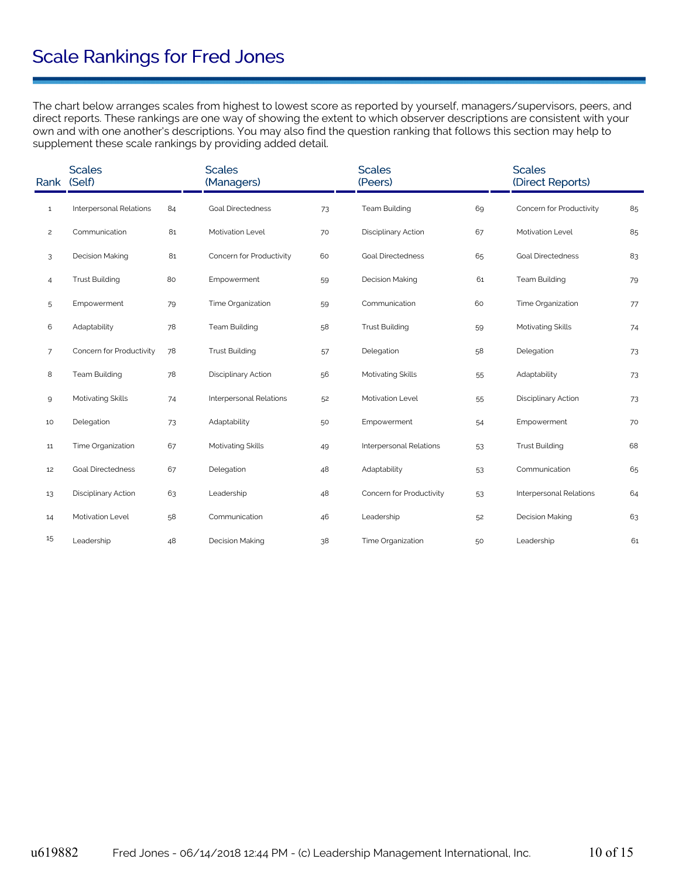# Scale Rankings for Fred Jones

The chart below arranges scales from highest to lowest score as reported by yourself, managers/supervisors, peers, and direct reports. These rankings are one way of showing the extent to which observer descriptions are consistent with your own and with one another's descriptions. You may also find the question ranking that follows this section may help to supplement these scale rankings by providing added detail.

| Rank | Scales (Self) | | Scales (Managers) | | Scales (Peers) | | Scales (Direct Reports) | |
|---|---|---|---|---|---|---|---|---|
| 1 | Interpersonal Relations | 84 | Goal Directedness | 73 | Team Building | 69 | Concern for Productivity | 85 |
| 2 | Communication | 81 | Motivation Level | 70 | Disciplinary Action | 67 | Motivation Level | 85 |
| 3 | Decision Making | 81 | Concern for Productivity | 60 | Goal Directedness | 65 | Goal Directedness | 83 |
| 4 | Trust Building | 80 | Empowerment | 59 | Decision Making | 61 | Team Building | 79 |
| 5 | Empowerment | 79 | Time Organization | 59 | Communication | 60 | Time Organization | 77 |
| 6 | Adaptability | 78 | Team Building | 58 | Trust Building | 59 | Motivating Skills | 74 |
| 7 | Concern for Productivity | 78 | Trust Building | 57 | Delegation | 58 | Delegation | 73 |
| 8 | Team Building | 78 | Disciplinary Action | 56 | Motivating Skills | 55 | Adaptability | 73 |
| 9 | Motivating Skills | 74 | Interpersonal Relations | 52 | Motivation Level | 55 | Disciplinary Action | 73 |
| 10 | Delegation | 73 | Adaptability | 50 | Empowerment | 54 | Empowerment | 70 |
| 11 | Time Organization | 67 | Motivating Skills | 49 | Interpersonal Relations | 53 | Trust Building | 68 |
| 12 | Goal Directedness | 67 | Delegation | 48 | Adaptability | 53 | Communication | 65 |
| 13 | Disciplinary Action | 63 | Leadership | 48 | Concern for Productivity | 53 | Interpersonal Relations | 64 |
| 14 | Motivation Level | 58 | Communication | 46 | Leadership | 52 | Decision Making | 63 |
| 15 | Leadership | 48 | Decision Making | 38 | Time Organization | 50 | Leadership | 61 |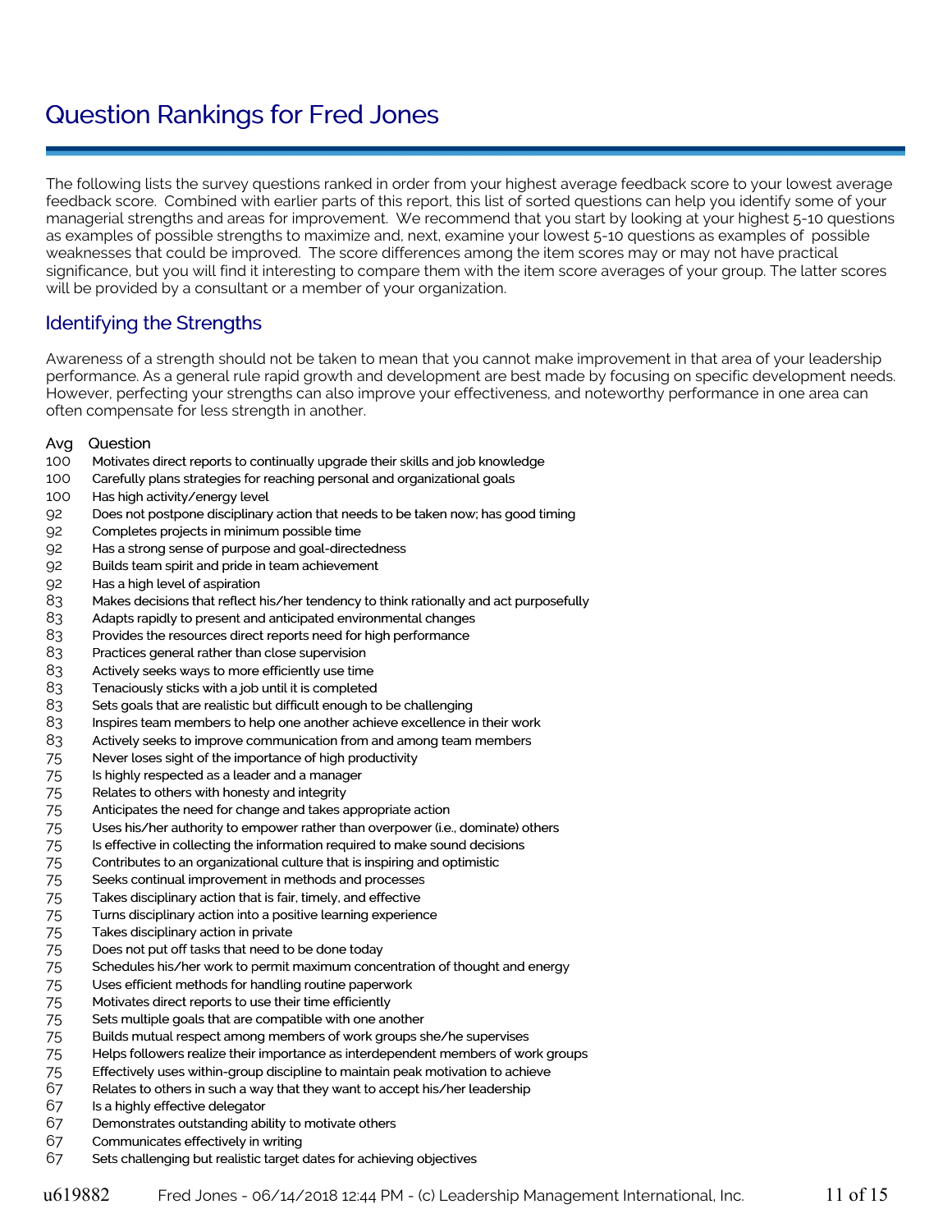# Question Rankings for Fred Jones

The following lists the survey questions ranked in order from your highest average feedback score to your lowest average feedback score. Combined with earlier parts of this report, this list of sorted questions can help you identify some of your managerial strengths and areas for improvement. We recommend that you start by looking at your highest 5-10 questions as examples of possible strengths to maximize and, next, examine your lowest 5-10 questions as examples of possible weaknesses that could be improved. The score differences among the item scores may or may not have practical significance, but you will find it interesting to compare them with the item score averages of your group. The latter scores will be provided by a consultant or a member of your organization.

## Identifying the Strengths

Awareness of a strength should not be taken to mean that you cannot make improvement in that area of your leadership performance. As a general rule rapid growth and development are best made by focusing on specific development needs. However, perfecting your strengths can also improve your effectiveness, and noteworthy performance in one area can often compensate for less strength in another.

| Avg | Question |
|---|---|
| 100 | Motivates direct reports to continually upgrade their skills and job knowledge |
| 100 | Carefully plans strategies for reaching personal and organizational goals |
| 100 | Has high activity/energy level |
| 92 | Does not postpone disciplinary action that needs to be taken now; has good timing |
| 92 | Completes projects in minimum possible time |
| 92 | Has a strong sense of purpose and goal-directedness |
| 92 | Builds team spirit and pride in team achievement |
| 92 | Has a high level of aspiration |
| 83 | Makes decisions that reflect his/her tendency to think rationally and act purposefully |
| 83 | Adapts rapidly to present and anticipated environmental changes |
| 83 | Provides the resources direct reports need for high performance |
| 83 | Practices general rather than close supervision |
| 83 | Actively seeks ways to more efficiently use time |
| 83 | Tenaciously sticks with a job until it is completed |
| 83 | Sets goals that are realistic but difficult enough to be challenging |
| 83 | Inspires team members to help one another achieve excellence in their work |
| 83 | Actively seeks to improve communication from and among team members |
| 75 | Never loses sight of the importance of high productivity |
| 75 | Is highly respected as a leader and a manager |
| 75 | Relates to others with honesty and integrity |
| 75 | Anticipates the need for change and takes appropriate action |
| 75 | Uses his/her authority to empower rather than overpower (i.e., dominate) others |
| 75 | Is effective in collecting the information required to make sound decisions |
| 75 | Contributes to an organizational culture that is inspiring and optimistic |
| 75 | Seeks continual improvement in methods and processes |
| 75 | Takes disciplinary action that is fair, timely, and effective |
| 75 | Turns disciplinary action into a positive learning experience |
| 75 | Takes disciplinary action in private |
| 75 | Does not put off tasks that need to be done today |
| 75 | Schedules his/her work to permit maximum concentration of thought and energy |
| 75 | Uses efficient methods for handling routine paperwork |
| 75 | Motivates direct reports to use their time efficiently |
| 75 | Sets multiple goals that are compatible with one another |
| 75 | Builds mutual respect among members of work groups she/he supervises |
| 75 | Helps followers realize their importance as interdependent members of work groups |
| 75 | Effectively uses within-group discipline to maintain peak motivation to achieve |
| 67 | Relates to others in such a way that they want to accept his/her leadership |
| 67 | Is a highly effective delegator |
| 67 | Demonstrates outstanding ability to motivate others |
| 67 | Communicates effectively in writing |
| 67 | Sets challenging but realistic target dates for achieving objectives |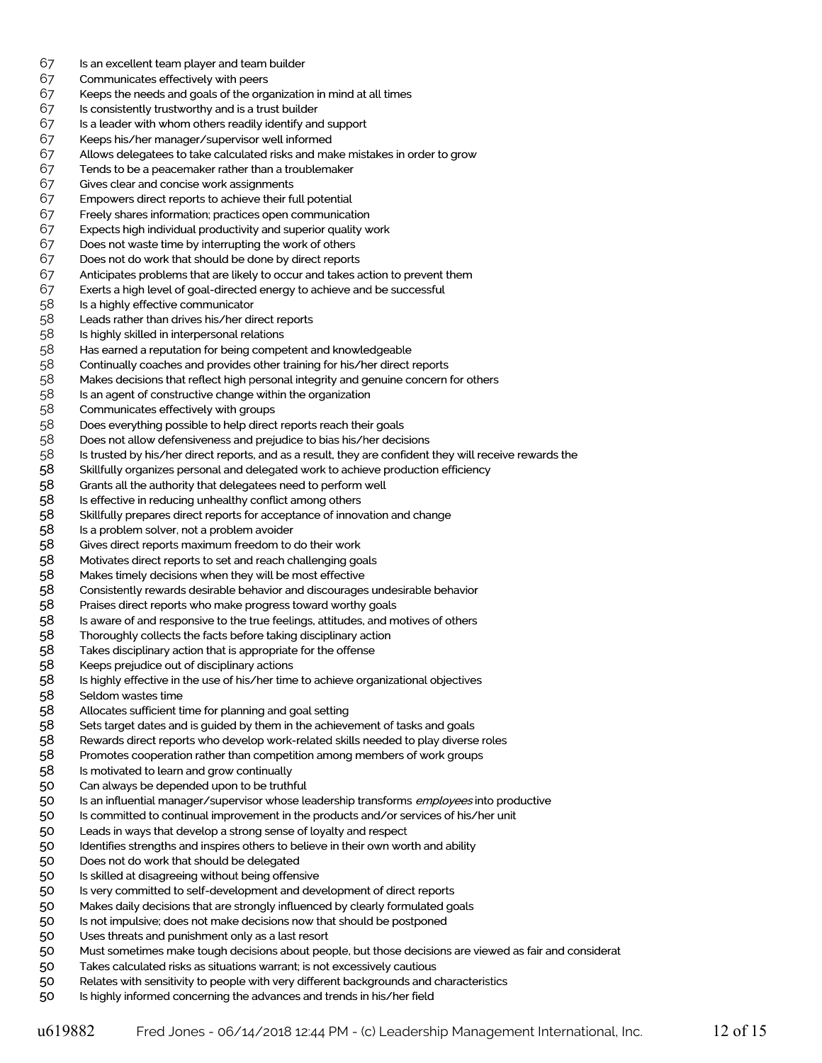| | |
|---|---|
| 67 | Is an excellent team player and team builder |
| 67 | Communicates effectively with peers |
| 67 | Keeps the needs and goals of the organization in mind at all times |
| 67 | Is consistently trustworthy and is a trust builder |
| 67 | Is a leader with whom others readily identify and support |
| 67 | Keeps his/her manager/supervisor well informed |
| 67 | Allows delegatees to take calculated risks and make mistakes in order to grow |
| 67 | Tends to be a peacemaker rather than a troublemaker |
| 67 | Gives clear and concise work assignments |
| 67 | Empowers direct reports to achieve their full potential |
| 67 | Freely shares information; practices open communication |
| 67 | Expects high individual productivity and superior quality work |
| 67 | Does not waste time by interrupting the work of others |
| 67 | Does not do work that should be done by direct reports |
| 67 | Anticipates problems that are likely to occur and takes action to prevent them |
| 67 | Exerts a high level of goal-directed energy to achieve and be successful |
| 58 | Is a highly effective communicator |
| 58 | Leads rather than drives his/her direct reports |
| 58 | Is highly skilled in interpersonal relations |
| 58 | Has earned a reputation for being competent and knowledgeable |
| 58 | Continually coaches and provides other training for his/her direct reports |
| 58 | Makes decisions that reflect high personal integrity and genuine concern for others |
| 58 | Is an agent of constructive change within the organization |
| 58 | Communicates effectively with groups |
| 58 | Does everything possible to help direct reports reach their goals |
| 58 | Does not allow defensiveness and prejudice to bias his/her decisions |
| 58 | Is trusted by his/her direct reports, and as a result, they are confident they will receive rewards the |
| 58 | Skillfully organizes personal and delegated work to achieve production efficiency |
| 58 | Grants all the authority that delegatees need to perform well |
| 58 | Is effective in reducing unhealthy conflict among others |
| 58 | Skillfully prepares direct reports for acceptance of innovation and change |
| 58 | Is a problem solver, not a problem avoider |
| 58 | Gives direct reports maximum freedom to do their work |
| 58 | Motivates direct reports to set and reach challenging goals |
| 58 | Makes timely decisions when they will be most effective |
| 58 | Consistently rewards desirable behavior and discourages undesirable behavior |
| 58 | Praises direct reports who make progress toward worthy goals |
| 58 | Is aware of and responsive to the true feelings, attitudes, and motives of others |
| 58 | Thoroughly collects the facts before taking disciplinary action |
| 58 | Takes disciplinary action that is appropriate for the offense |
| 58 | Keeps prejudice out of disciplinary actions |
| 58 | Is highly effective in the use of his/her time to achieve organizational objectives |
| 58 | Seldom wastes time |
| 58 | Allocates sufficient time for planning and goal setting |
| 58 | Sets target dates and is guided by them in the achievement of tasks and goals |
| 58 | Rewards direct reports who develop work-related skills needed to play diverse roles |
| 58 | Promotes cooperation rather than competition among members of work groups |
| 58 | Is motivated to learn and grow continually |
| 50 | Can always be depended upon to be truthful |
| 50 | Is an influential manager/supervisor whose leadership transforms *employees* into productive |
| 50 | Is committed to continual improvement in the products and/or services of his/her unit |
| 50 | Leads in ways that develop a strong sense of loyalty and respect |
| 50 | Identifies strengths and inspires others to believe in their own worth and ability |
| 50 | Does not do work that should be delegated |
| 50 | Is skilled at disagreeing without being offensive |
| 50 | Is very committed to self-development and development of direct reports |
| 50 | Makes daily decisions that are strongly influenced by clearly formulated goals |
| 50 | Is not impulsive; does not make decisions now that should be postponed |
| 50 | Uses threats and punishment only as a last resort |
| 50 | Must sometimes make tough decisions about people, but those decisions are viewed as fair and considerat |
| 50 | Takes calculated risks as situations warrant; is not excessively cautious |
| 50 | Relates with sensitivity to people with very different backgrounds and characteristics |
| 50 | Is highly informed concerning the advances and trends in his/her field |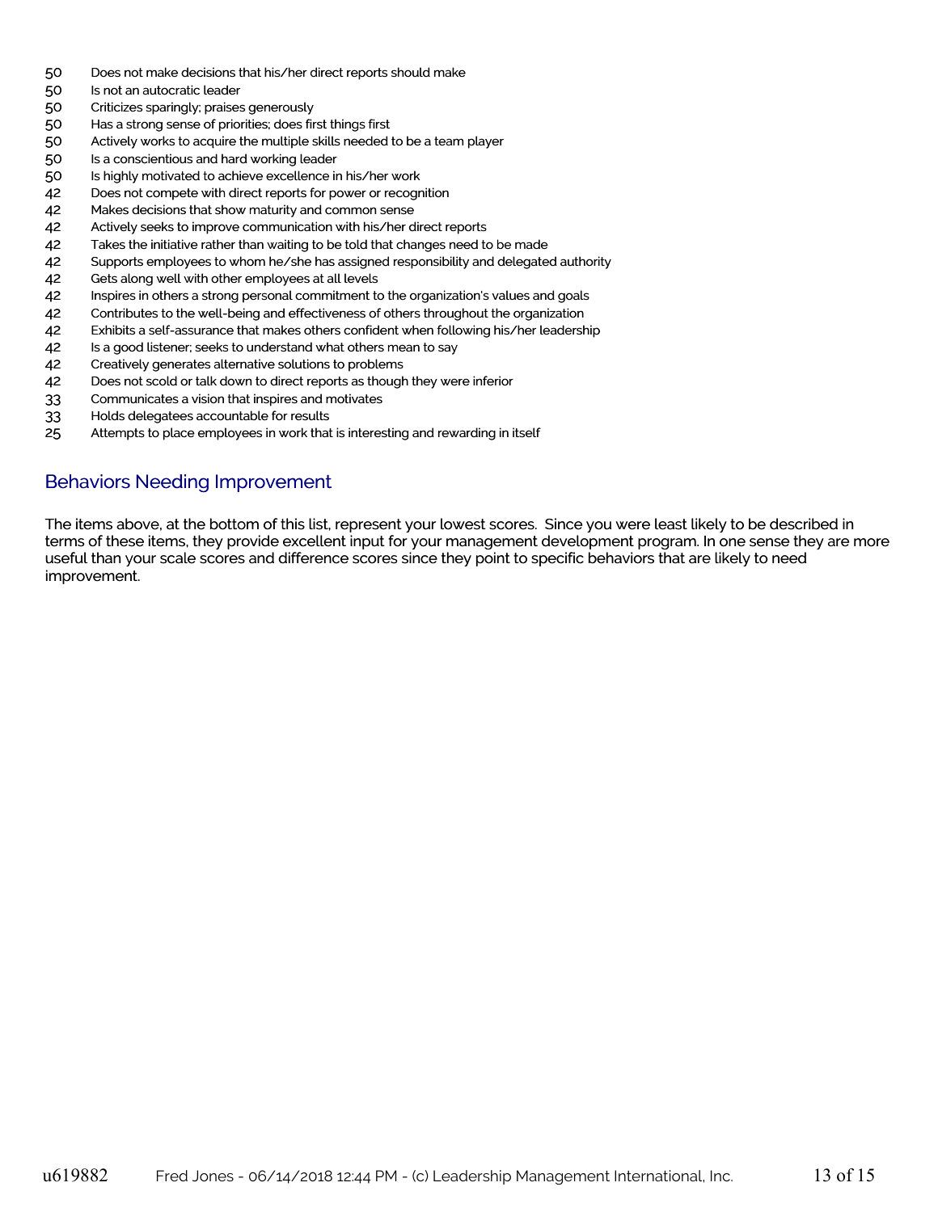| | |
|---|---|
| 50 | Does not make decisions that his/her direct reports should make |
| 50 | Is not an autocratic leader |
| 50 | Criticizes sparingly; praises generously |
| 50 | Has a strong sense of priorities; does first things first |
| 50 | Actively works to acquire the multiple skills needed to be a team player |
| 50 | Is a conscientious and hard working leader |
| 50 | Is highly motivated to achieve excellence in his/her work |
| 42 | Does not compete with direct reports for power or recognition |
| 42 | Makes decisions that show maturity and common sense |
| 42 | Actively seeks to improve communication with his/her direct reports |
| 42 | Takes the initiative rather than waiting to be told that changes need to be made |
| 42 | Supports employees to whom he/she has assigned responsibility and delegated authority |
| 42 | Gets along well with other employees at all levels |
| 42 | Inspires in others a strong personal commitment to the organization's values and goals |
| 42 | Contributes to the well-being and effectiveness of others throughout the organization |
| 42 | Exhibits a self-assurance that makes others confident when following his/her leadership |
| 42 | Is a good listener; seeks to understand what others mean to say |
| 42 | Creatively generates alternative solutions to problems |
| 42 | Does not scold or talk down to direct reports as though they were inferior |
| 33 | Communicates a vision that inspires and motivates |
| 33 | Holds delegatees accountable for results |
| 25 | Attempts to place employees in work that is interesting and rewarding in itself |

## Behaviors Needing Improvement

The items above, at the bottom of this list, represent your lowest scores. Since you were least likely to be described in terms of these items, they provide excellent input for your management development program. In one sense they are more useful than your scale scores and difference scores since they point to specific behaviors that are likely to need improvement.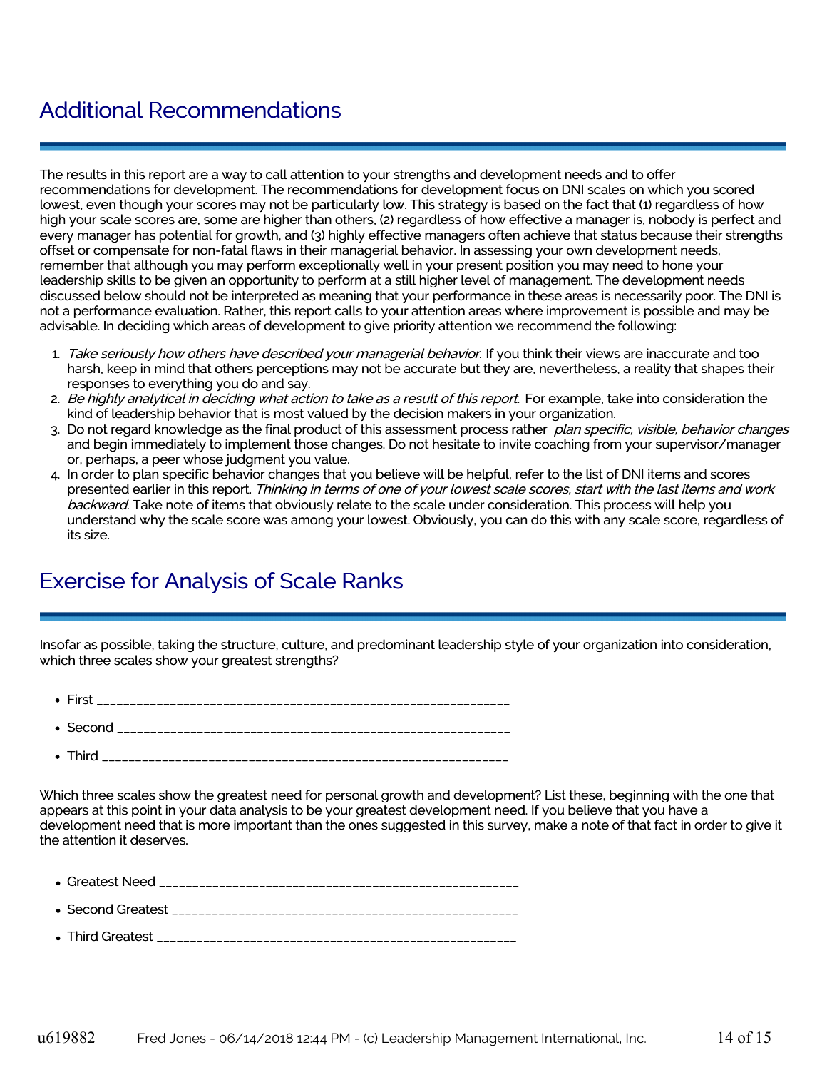## Additional Recommendations

The results in this report are a way to call attention to your strengths and development needs and to offer recommendations for development. The recommendations for development focus on DNI scales on which you scored lowest, even though your scores may not be particularly low. This strategy is based on the fact that (1) regardless of how high your scale scores are, some are higher than others, (2) regardless of how effective a manager is, nobody is perfect and every manager has potential for growth, and (3) highly effective managers often achieve that status because their strengths offset or compensate for non-fatal flaws in their managerial behavior. In assessing your own development needs, remember that although you may perform exceptionally well in your present position you may need to hone your leadership skills to be given an opportunity to perform at a still higher level of management. The development needs discussed below should not be interpreted as meaning that your performance in these areas is necessarily poor. The DNI is not a performance evaluation. Rather, this report calls to your attention areas where improvement is possible and may be advisable. In deciding which areas of development to give priority attention we recommend the following:

1. *Take seriously how others have described your managerial behavior.* If you think their views are inaccurate and too harsh, keep in mind that others perceptions may not be accurate but they are, nevertheless, a reality that shapes their responses to everything you do and say.
2. *Be highly analytical in deciding what action to take as a result of this report.* For example, take into consideration the kind of leadership behavior that is most valued by the decision makers in your organization.
3. Do not regard knowledge as the final product of this assessment process rather *plan specific, visible, behavior changes* and begin immediately to implement those changes. Do not hesitate to invite coaching from your supervisor/manager or, perhaps, a peer whose judgment you value.
4. In order to plan specific behavior changes that you believe will be helpful, refer to the list of DNI items and scores presented earlier in this report. *Thinking in terms of one of your lowest scale scores, start with the last items and work backward.* Take note of items that obviously relate to the scale under consideration. This process will help you understand why the scale score was among your lowest. Obviously, you can do this with any scale score, regardless of its size.

## Exercise for Analysis of Scale Ranks

Insofar as possible, taking the structure, culture, and predominant leadership style of your organization into consideration, which three scales show your greatest strengths?

- First ____________________________________________________________
- Second _________________________________________________________
- Third ____________________________________________________________

Which three scales show the greatest need for personal growth and development? List these, beginning with the one that appears at this point in your data analysis to be your greatest development need. If you believe that you have a development need that is more important than the ones suggested in this survey, make a note of that fact in order to give it the attention it deserves.

- Greatest Need ____________________________________________________
- Second Greatest __________________________________________________
- Third Greatest ___________________________________________________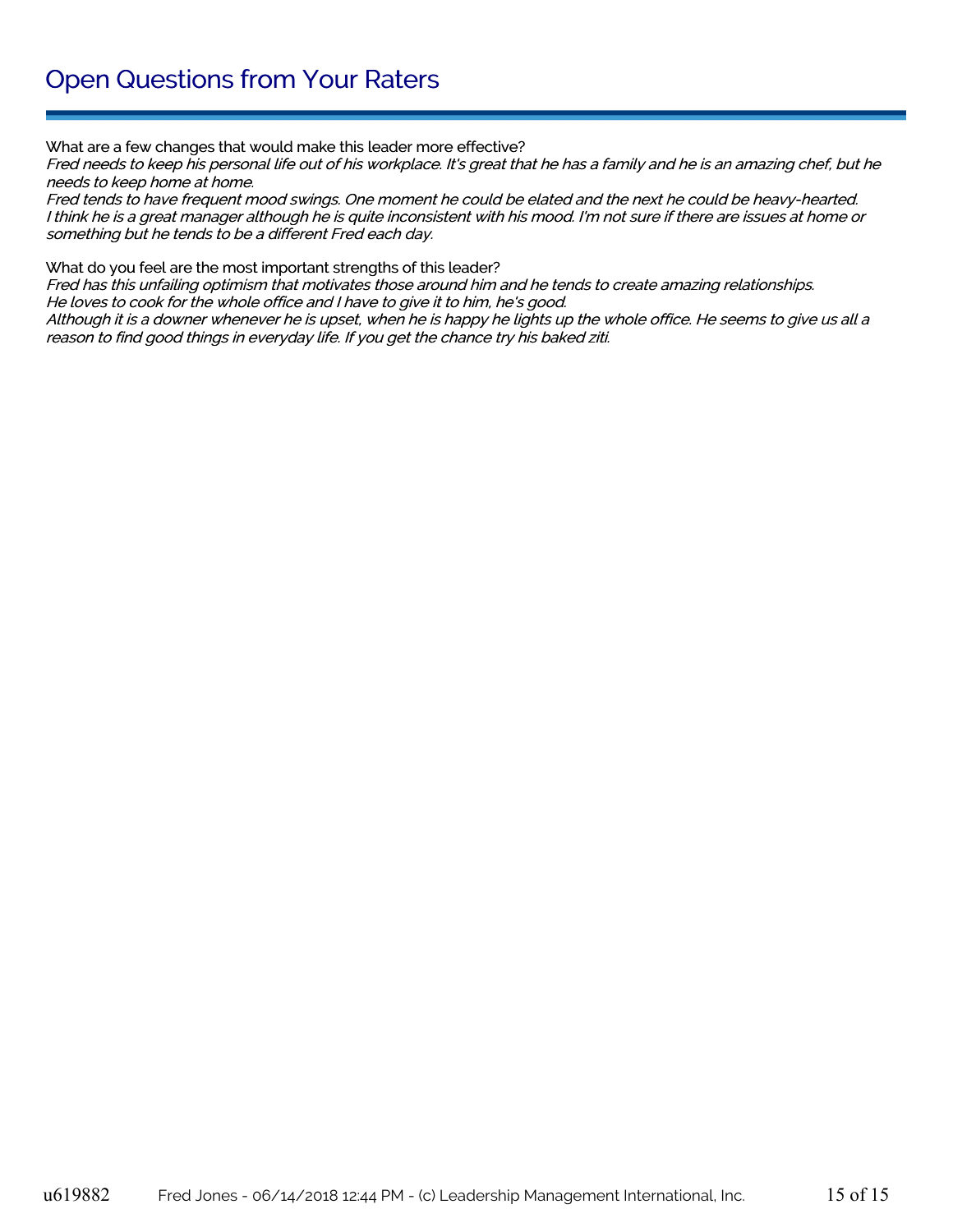# Open Questions from Your Raters

What are a few changes that would make this leader more effective?

*Fred needs to keep his personal life out of his workplace. It's great that he has a family and he is an amazing chef, but he needs to keep home at home.*

*Fred tends to have frequent mood swings. One moment he could be elated and the next he could be heavy-hearted.*

*I think he is a great manager although he is quite inconsistent with his mood. I'm not sure if there are issues at home or something but he tends to be a different Fred each day.*

What do you feel are the most important strengths of this leader?

*Fred has this unfailing optimism that motivates those around him and he tends to create amazing relationships.*

*He loves to cook for the whole office and I have to give it to him, he's good.*

*Although it is a downer whenever he is upset, when he is happy he lights up the whole office. He seems to give us all a reason to find good things in everyday life. If you get the chance try his baked ziti.*